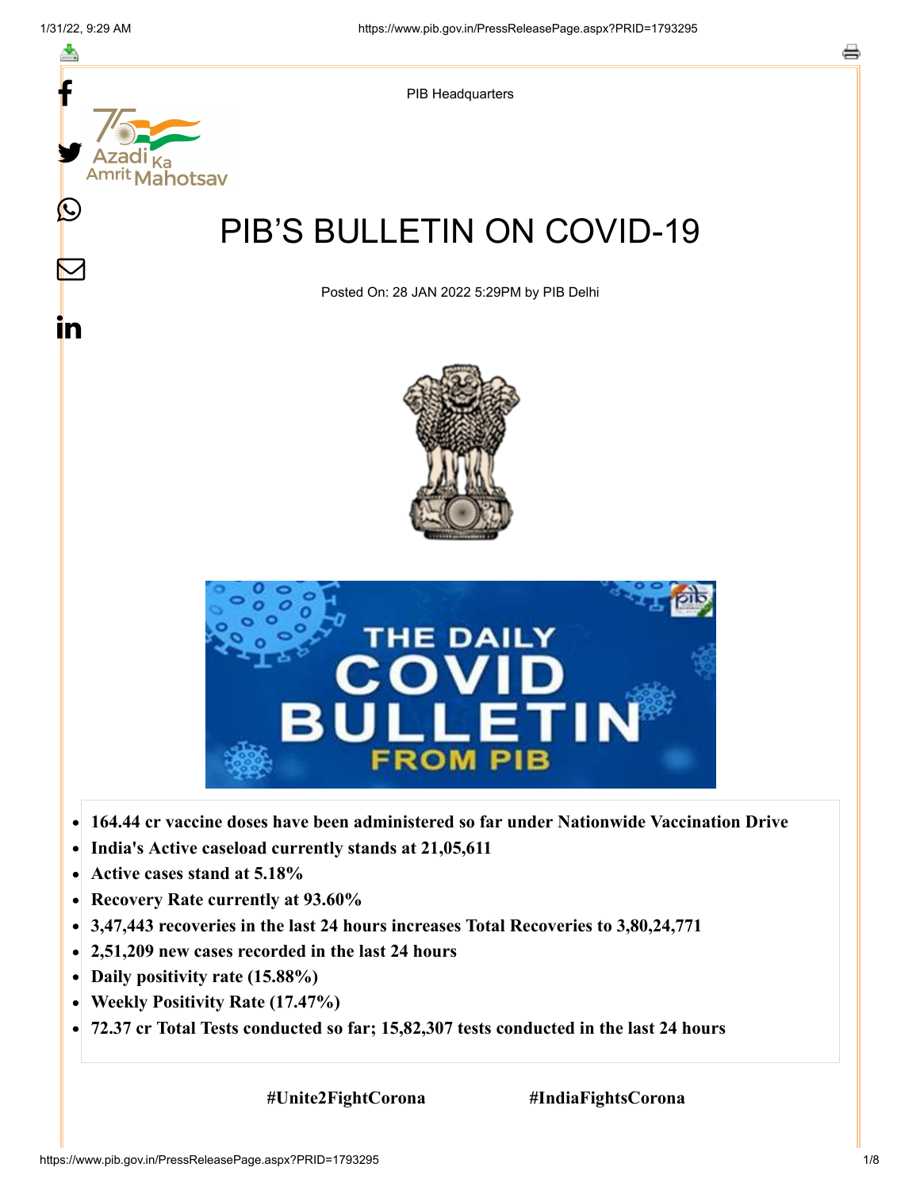PIB Headquarters

# PIB'S BULLETIN ON COVID-19

Posted On: 28 JAN 2022 5:29PM by PIB Delhi

- **164.44 cr vaccine doses have been administered so far under Nationwide Vaccination Drive**
- **India's Active caseload currently stands at 21,05,611**
- **Active cases stand at 5.18%**
- **Recovery Rate currently at 93.60%**
- **3,47,443 recoveries in the last 24 hours increases Total Recoveries to 3,80,24,771**
- **2,51,209 new cases recorded in the last 24 hours**
- **Daily positivity rate (15.88%)**
- **Weekly Positivity Rate (17.47%)**
- **72.37 cr Total Tests conducted so far; 15,82,307 tests conducted in the last 24 hours**

**#Unite2FightCorona** **#IndiaFightsCorona**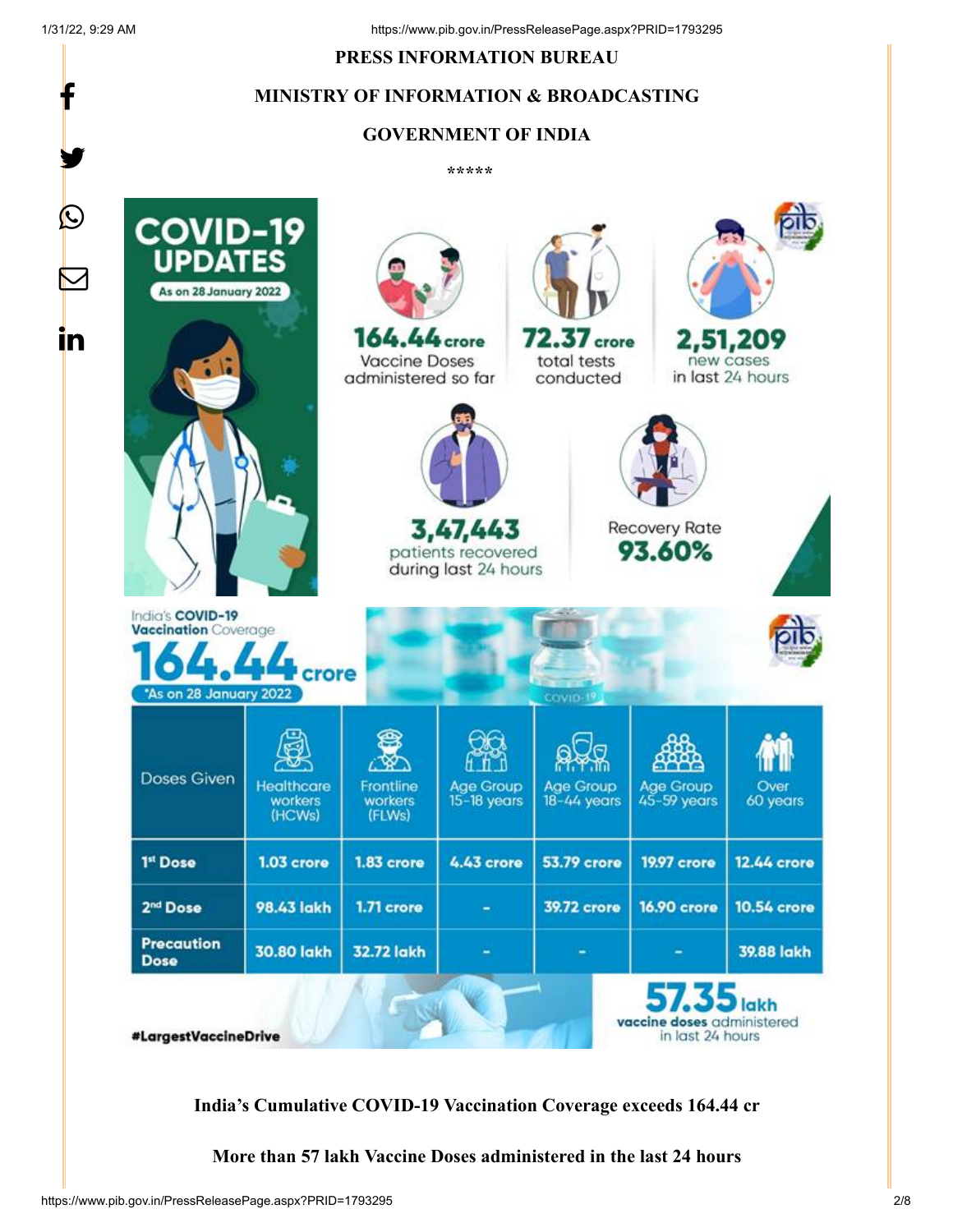**PRESS INFORMATION BUREAU**

**MINISTRY OF INFORMATION & BROADCASTING**

**GOVERNMENT OF INDIA**

\*\*\*\*\*

**COVID-19 UPDATES**

As on 28 January 2022

**164.44 crore** Vaccine Doses administered so far

**72.37 crore** total tests conducted

**2,51,209** new cases in last 24 hours

**3,47,443** patients recovered during last 24 hours

Recovery Rate **93.60%**

India's **COVID-19 Vaccination** Coverage

**164.44 crore**

\*As on 28 January 2022

| Doses Given | Healthcare workers (HCWs) | Frontline workers (FLWs) | Age Group 15-18 years | Age Group 18-44 years | Age Group 45-59 years | Over 60 years |
|---|---|---|---|---|---|---|
| 1st Dose | 1.03 crore | 1.83 crore | 4.43 crore | 53.79 crore | 19.97 crore | 12.44 crore |
| 2nd Dose | 98.43 lakh | 1.71 crore | - | 39.72 crore | 16.90 crore | 10.54 crore |
| Precaution Dose | 30.80 lakh | 32.72 lakh | - | - | - | 39.88 lakh |

**57.35 lakh** vaccine doses administered in last 24 hours

#LargestVaccineDrive

**India's Cumulative COVID-19 Vaccination Coverage exceeds 164.44 cr**

**More than 57 lakh Vaccine Doses administered in the last 24 hours**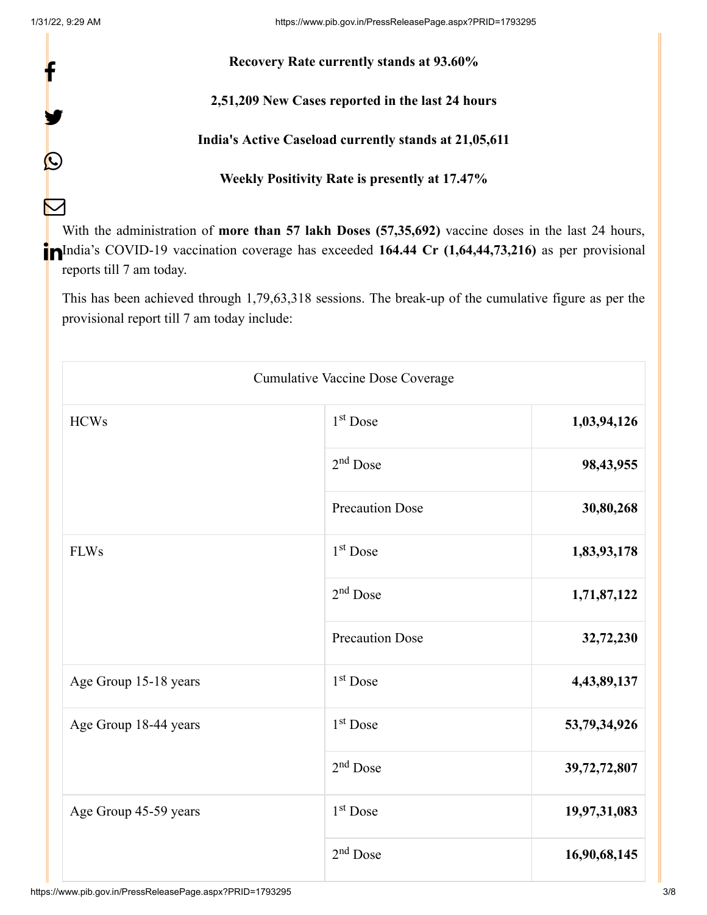**Recovery Rate currently stands at 93.60%**

**2,51,209 New Cases reported in the last 24 hours**

**India's Active Caseload currently stands at 21,05,611**

**Weekly Positivity Rate is presently at 17.47%**

With the administration of **more than 57 lakh Doses (57,35,692)** vaccine doses in the last 24 hours, India's COVID-19 vaccination coverage has exceeded **164.44 Cr (1,64,44,73,216)** as per provisional reports till 7 am today.

This has been achieved through 1,79,63,318 sessions. The break-up of the cumulative figure as per the provisional report till 7 am today include:

| Cumulative Vaccine Dose Coverage | | |
|---|---|---|
| HCWs | 1st Dose | **1,03,94,126** |
| | 2nd Dose | **98,43,955** |
| | Precaution Dose | **30,80,268** |
| FLWs | 1st Dose | **1,83,93,178** |
| | 2nd Dose | **1,71,87,122** |
| | Precaution Dose | **32,72,230** |
| Age Group 15-18 years | 1st Dose | **4,43,89,137** |
| Age Group 18-44 years | 1st Dose | **53,79,34,926** |
| | 2nd Dose | **39,72,72,807** |
| Age Group 45-59 years | 1st Dose | **19,97,31,083** |
| | 2nd Dose | **16,90,68,145** |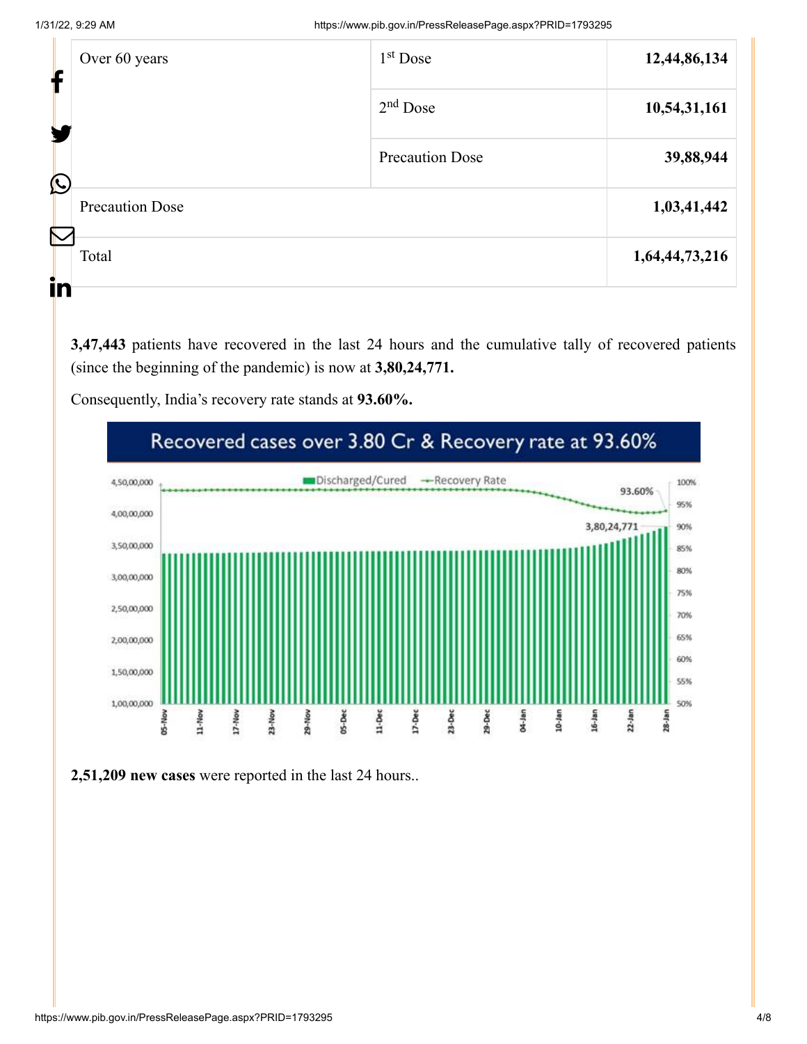| Over 60 years | 1st Dose | **12,44,86,134** |
|---|---|---|
| | 2nd Dose | **10,54,31,161** |
| | Precaution Dose | **39,88,944** |
| Precaution Dose | | **1,03,41,442** |
| Total | | **1,64,44,73,216** |

**3,47,443** patients have recovered in the last 24 hours and the cumulative tally of recovered patients (since the beginning of the pandemic) is now at **3,80,24,771.**

Consequently, India's recovery rate stands at **93.60%.**

**2,51,209 new cases** were reported in the last 24 hours..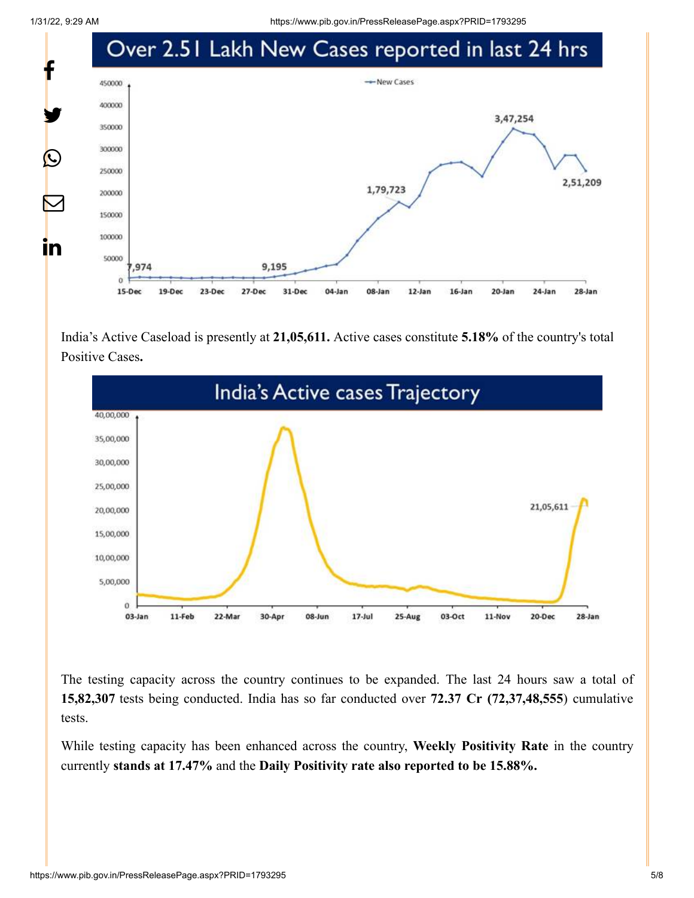India's Active Caseload is presently at **21,05,611.** Active cases constitute **5.18%** of the country's total Positive Cases**.**

The testing capacity across the country continues to be expanded. The last 24 hours saw a total of **15,82,307** tests being conducted. India has so far conducted over **72.37 Cr (72,37,48,555**) cumulative tests.

While testing capacity has been enhanced across the country, **Weekly Positivity Rate** in the country currently **stands at 17.47%** and the **Daily Positivity rate also reported to be 15.88%.**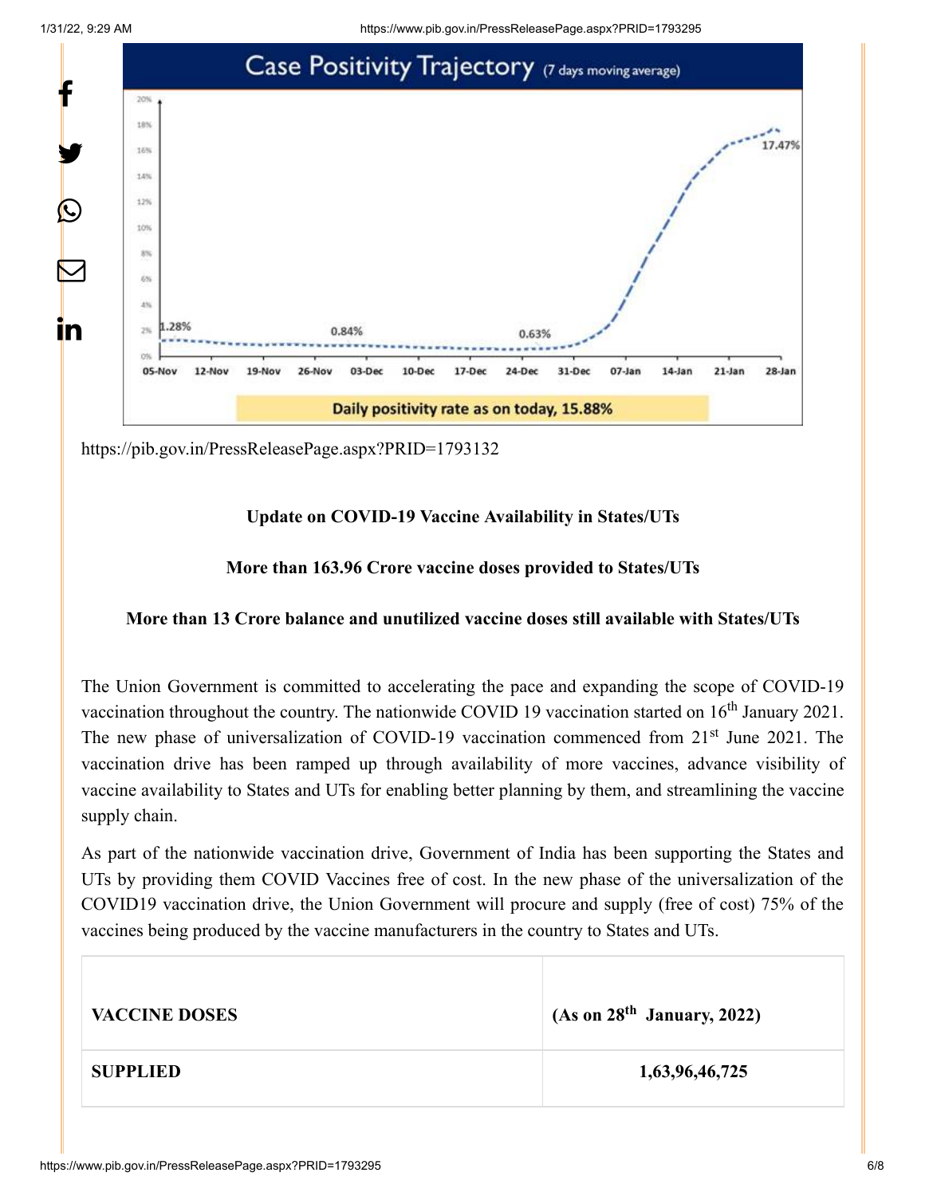https://pib.gov.in/PressReleasePage.aspx?PRID=1793132

**Update on COVID-19 Vaccine Availability in States/UTs**

**More than 163.96 Crore vaccine doses provided to States/UTs**

**More than 13 Crore balance and unutilized vaccine doses still available with States/UTs**

The Union Government is committed to accelerating the pace and expanding the scope of COVID-19 vaccination throughout the country. The nationwide COVID 19 vaccination started on 16th January 2021. The new phase of universalization of COVID-19 vaccination commenced from 21st June 2021. The vaccination drive has been ramped up through availability of more vaccines, advance visibility of vaccine availability to States and UTs for enabling better planning by them, and streamlining the vaccine supply chain.

As part of the nationwide vaccination drive, Government of India has been supporting the States and UTs by providing them COVID Vaccines free of cost. In the new phase of the universalization of the COVID19 vaccination drive, the Union Government will procure and supply (free of cost) 75% of the vaccines being produced by the vaccine manufacturers in the country to States and UTs.

| VACCINE DOSES | (As on 28th January, 2022) |
|---|---|
| SUPPLIED | 1,63,96,46,725 |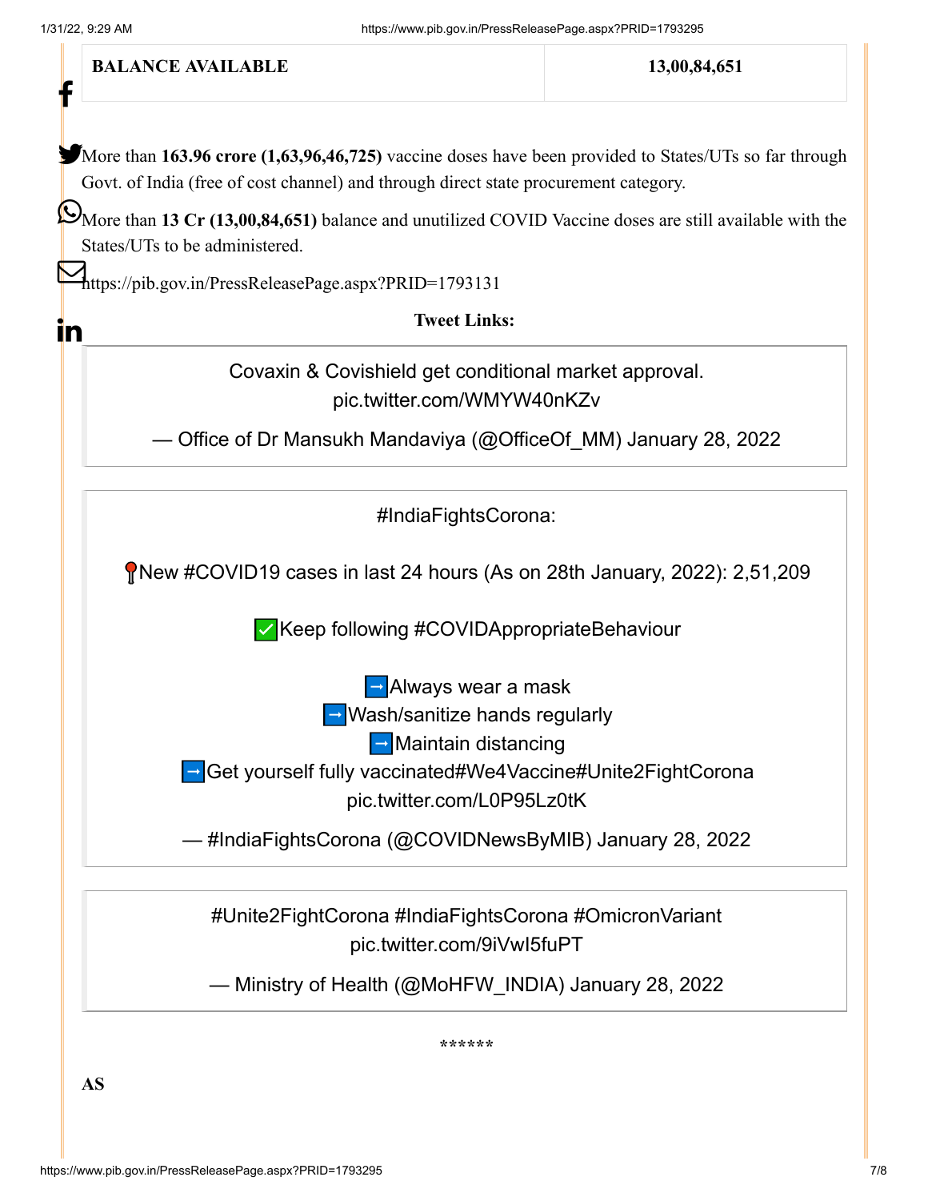| BALANCE AVAILABLE | 13,00,84,651 |
|---|---|

More than **163.96 crore (1,63,96,46,725)** vaccine doses have been provided to States/UTs so far through Govt. of India (free of cost channel) and through direct state procurement category.

More than **13 Cr (13,00,84,651)** balance and unutilized COVID Vaccine doses are still available with the States/UTs to be administered.

https://pib.gov.in/PressReleasePage.aspx?PRID=1793131

**Tweet Links:**

> Covaxin & Covishield get conditional market approval. pic.twitter.com/WMYW40nKZv
>
> — Office of Dr Mansukh Mandaviya (@OfficeOf_MM) January 28, 2022

> #IndiaFightsCorona:
>
> 📍New #COVID19 cases in last 24 hours (As on 28th January, 2022): 2,51,209
>
> ✅Keep following #COVIDAppropriateBehaviour
>
> ➡️Always wear a mask
> ➡️Wash/sanitize hands regularly
> ➡️Maintain distancing
> ➡️Get yourself fully vaccinated#We4Vaccine#Unite2FightCorona pic.twitter.com/L0P95Lz0tK
>
> — #IndiaFightsCorona (@COVIDNewsByMIB) January 28, 2022

> #Unite2FightCorona #IndiaFightsCorona #OmicronVariant pic.twitter.com/9iVwI5fuPT
>
> — Ministry of Health (@MoHFW_INDIA) January 28, 2022

******

**AS**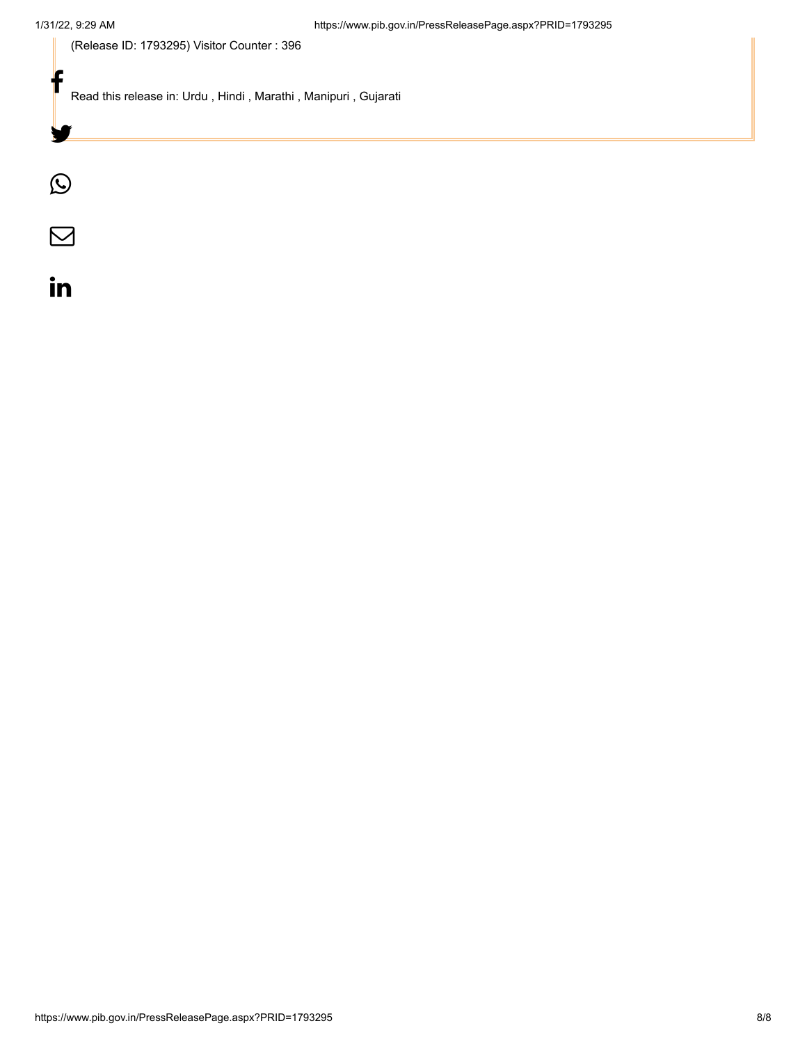(Release ID: 1793295) Visitor Counter : 396

Read this release in: Urdu , Hindi , Marathi , Manipuri , Gujarati